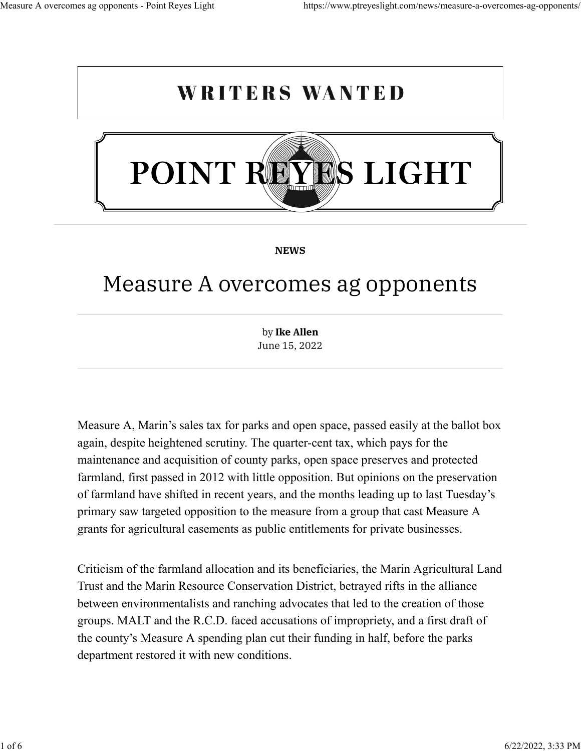WRITERS WANTED

POINT REYES LIGHT

NEWS

# Measure A overcomes ag opponents

by **Ike Allen**
June 15, 2022

Measure A, Marin's sales tax for parks and open space, passed easily at the ballot box again, despite heightened scrutiny. The quarter-cent tax, which pays for the maintenance and acquisition of county parks, open space preserves and protected farmland, first passed in 2012 with little opposition. But opinions on the preservation of farmland have shifted in recent years, and the months leading up to last Tuesday's primary saw targeted opposition to the measure from a group that cast Measure A grants for agricultural easements as public entitlements for private businesses.

Criticism of the farmland allocation and its beneficiaries, the Marin Agricultural Land Trust and the Marin Resource Conservation District, betrayed rifts in the alliance between environmentalists and ranching advocates that led to the creation of those groups. MALT and the R.C.D. faced accusations of impropriety, and a first draft of the county's Measure A spending plan cut their funding in half, before the parks department restored it with new conditions.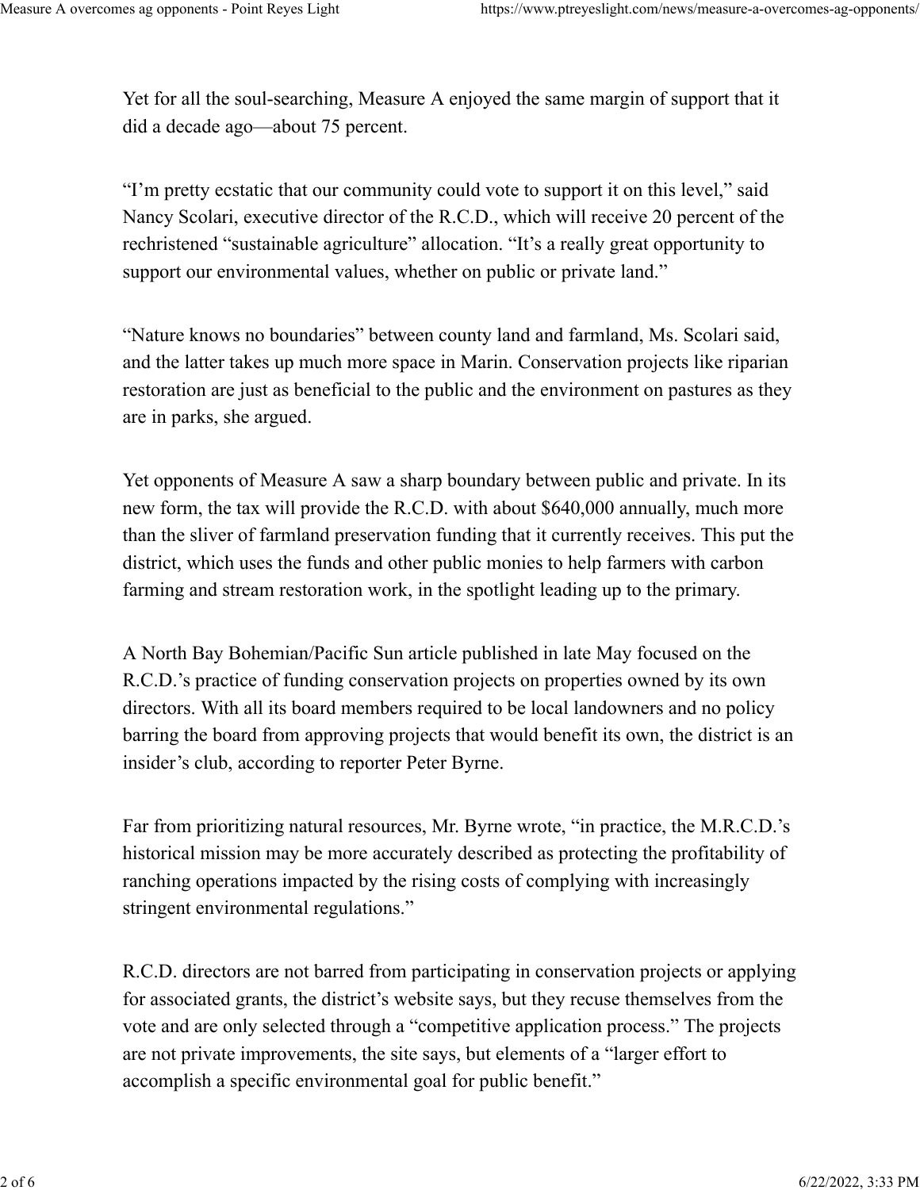Yet for all the soul-searching, Measure A enjoyed the same margin of support that it did a decade ago—about 75 percent.

"I'm pretty ecstatic that our community could vote to support it on this level," said Nancy Scolari, executive director of the R.C.D., which will receive 20 percent of the rechristened "sustainable agriculture" allocation. "It's a really great opportunity to support our environmental values, whether on public or private land."

"Nature knows no boundaries" between county land and farmland, Ms. Scolari said, and the latter takes up much more space in Marin. Conservation projects like riparian restoration are just as beneficial to the public and the environment on pastures as they are in parks, she argued.

Yet opponents of Measure A saw a sharp boundary between public and private. In its new form, the tax will provide the R.C.D. with about $640,000 annually, much more than the sliver of farmland preservation funding that it currently receives. This put the district, which uses the funds and other public monies to help farmers with carbon farming and stream restoration work, in the spotlight leading up to the primary.

A North Bay Bohemian/Pacific Sun article published in late May focused on the R.C.D.'s practice of funding conservation projects on properties owned by its own directors. With all its board members required to be local landowners and no policy barring the board from approving projects that would benefit its own, the district is an insider's club, according to reporter Peter Byrne.

Far from prioritizing natural resources, Mr. Byrne wrote, "in practice, the M.R.C.D.'s historical mission may be more accurately described as protecting the profitability of ranching operations impacted by the rising costs of complying with increasingly stringent environmental regulations."

R.C.D. directors are not barred from participating in conservation projects or applying for associated grants, the district's website says, but they recuse themselves from the vote and are only selected through a "competitive application process." The projects are not private improvements, the site says, but elements of a "larger effort to accomplish a specific environmental goal for public benefit."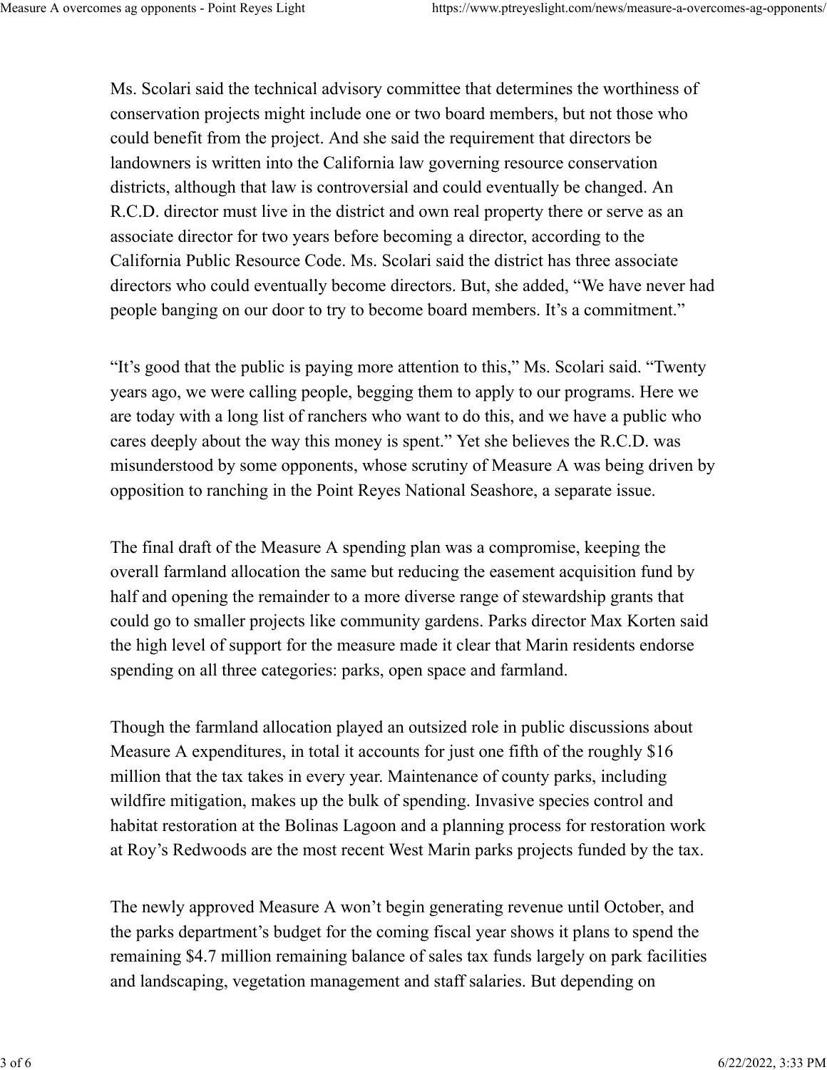Ms. Scolari said the technical advisory committee that determines the worthiness of conservation projects might include one or two board members, but not those who could benefit from the project. And she said the requirement that directors be landowners is written into the California law governing resource conservation districts, although that law is controversial and could eventually be changed. An R.C.D. director must live in the district and own real property there or serve as an associate director for two years before becoming a director, according to the California Public Resource Code. Ms. Scolari said the district has three associate directors who could eventually become directors. But, she added, "We have never had people banging on our door to try to become board members. It's a commitment."

"It's good that the public is paying more attention to this," Ms. Scolari said. "Twenty years ago, we were calling people, begging them to apply to our programs. Here we are today with a long list of ranchers who want to do this, and we have a public who cares deeply about the way this money is spent." Yet she believes the R.C.D. was misunderstood by some opponents, whose scrutiny of Measure A was being driven by opposition to ranching in the Point Reyes National Seashore, a separate issue.

The final draft of the Measure A spending plan was a compromise, keeping the overall farmland allocation the same but reducing the easement acquisition fund by half and opening the remainder to a more diverse range of stewardship grants that could go to smaller projects like community gardens. Parks director Max Korten said the high level of support for the measure made it clear that Marin residents endorse spending on all three categories: parks, open space and farmland.

Though the farmland allocation played an outsized role in public discussions about Measure A expenditures, in total it accounts for just one fifth of the roughly $16 million that the tax takes in every year. Maintenance of county parks, including wildfire mitigation, makes up the bulk of spending. Invasive species control and habitat restoration at the Bolinas Lagoon and a planning process for restoration work at Roy's Redwoods are the most recent West Marin parks projects funded by the tax.

The newly approved Measure A won't begin generating revenue until October, and the parks department's budget for the coming fiscal year shows it plans to spend the remaining $4.7 million remaining balance of sales tax funds largely on park facilities and landscaping, vegetation management and staff salaries. But depending on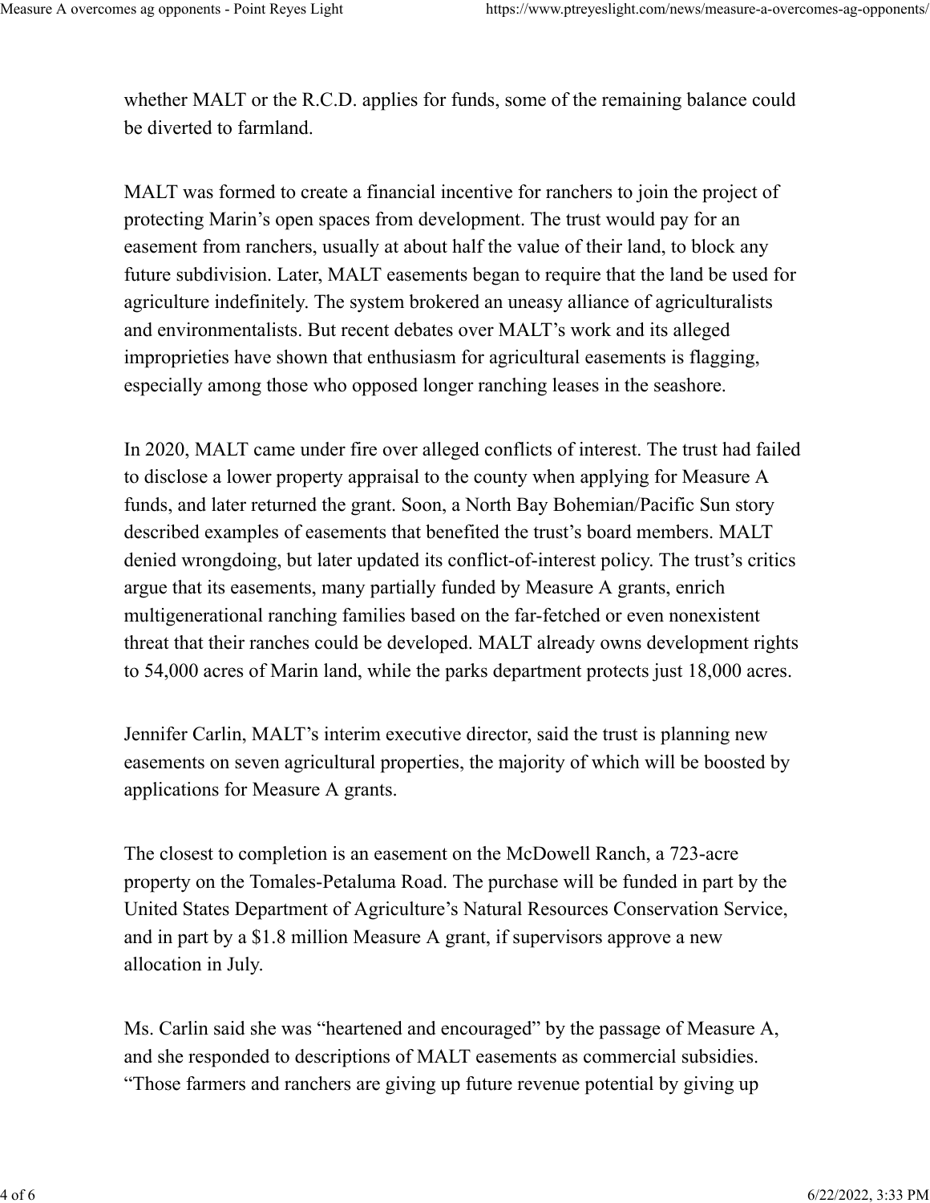whether MALT or the R.C.D. applies for funds, some of the remaining balance could be diverted to farmland.

MALT was formed to create a financial incentive for ranchers to join the project of protecting Marin's open spaces from development. The trust would pay for an easement from ranchers, usually at about half the value of their land, to block any future subdivision. Later, MALT easements began to require that the land be used for agriculture indefinitely. The system brokered an uneasy alliance of agriculturalists and environmentalists. But recent debates over MALT's work and its alleged improprieties have shown that enthusiasm for agricultural easements is flagging, especially among those who opposed longer ranching leases in the seashore.

In 2020, MALT came under fire over alleged conflicts of interest. The trust had failed to disclose a lower property appraisal to the county when applying for Measure A funds, and later returned the grant. Soon, a North Bay Bohemian/Pacific Sun story described examples of easements that benefited the trust's board members. MALT denied wrongdoing, but later updated its conflict-of-interest policy. The trust's critics argue that its easements, many partially funded by Measure A grants, enrich multigenerational ranching families based on the far-fetched or even nonexistent threat that their ranches could be developed. MALT already owns development rights to 54,000 acres of Marin land, while the parks department protects just 18,000 acres.

Jennifer Carlin, MALT's interim executive director, said the trust is planning new easements on seven agricultural properties, the majority of which will be boosted by applications for Measure A grants.

The closest to completion is an easement on the McDowell Ranch, a 723-acre property on the Tomales-Petaluma Road. The purchase will be funded in part by the United States Department of Agriculture's Natural Resources Conservation Service, and in part by a $1.8 million Measure A grant, if supervisors approve a new allocation in July.

Ms. Carlin said she was "heartened and encouraged" by the passage of Measure A, and she responded to descriptions of MALT easements as commercial subsidies. "Those farmers and ranchers are giving up future revenue potential by giving up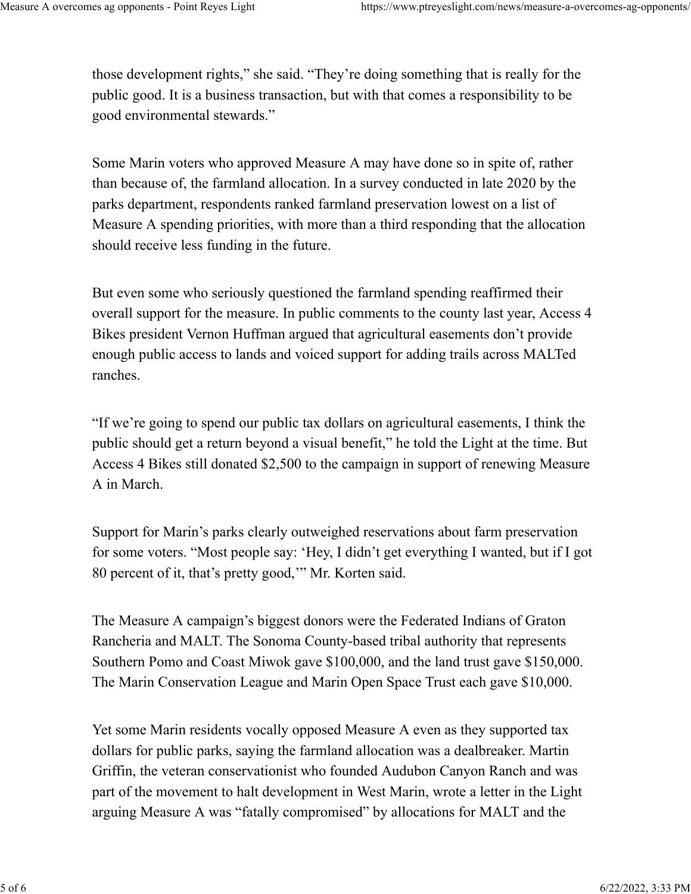those development rights," she said. "They're doing something that is really for the public good. It is a business transaction, but with that comes a responsibility to be good environmental stewards."

Some Marin voters who approved Measure A may have done so in spite of, rather than because of, the farmland allocation. In a survey conducted in late 2020 by the parks department, respondents ranked farmland preservation lowest on a list of Measure A spending priorities, with more than a third responding that the allocation should receive less funding in the future.

But even some who seriously questioned the farmland spending reaffirmed their overall support for the measure. In public comments to the county last year, Access 4 Bikes president Vernon Huffman argued that agricultural easements don't provide enough public access to lands and voiced support for adding trails across MALTed ranches.

"If we're going to spend our public tax dollars on agricultural easements, I think the public should get a return beyond a visual benefit," he told the Light at the time. But Access 4 Bikes still donated $2,500 to the campaign in support of renewing Measure A in March.

Support for Marin's parks clearly outweighed reservations about farm preservation for some voters. "Most people say: 'Hey, I didn't get everything I wanted, but if I got 80 percent of it, that's pretty good,'" Mr. Korten said.

The Measure A campaign's biggest donors were the Federated Indians of Graton Rancheria and MALT. The Sonoma County-based tribal authority that represents Southern Pomo and Coast Miwok gave $100,000, and the land trust gave $150,000. The Marin Conservation League and Marin Open Space Trust each gave $10,000.

Yet some Marin residents vocally opposed Measure A even as they supported tax dollars for public parks, saying the farmland allocation was a dealbreaker. Martin Griffin, the veteran conservationist who founded Audubon Canyon Ranch and was part of the movement to halt development in West Marin, wrote a letter in the Light arguing Measure A was "fatally compromised" by allocations for MALT and the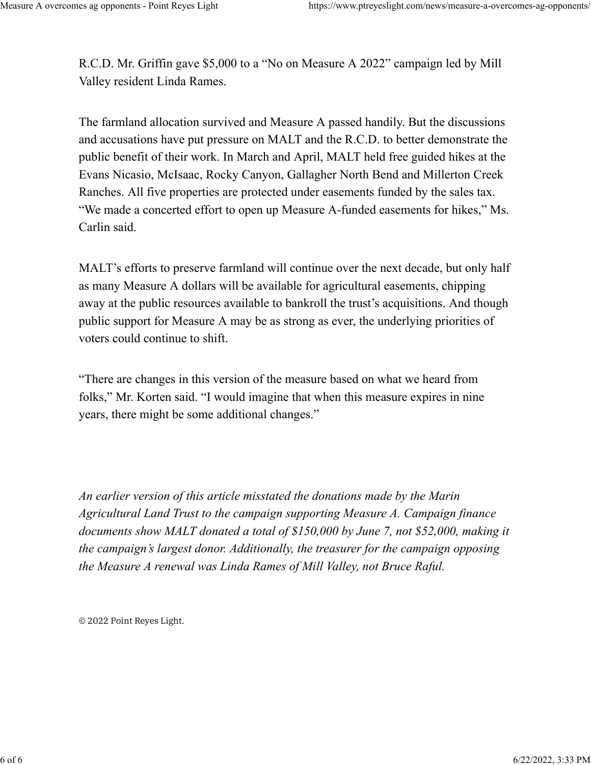R.C.D. Mr. Griffin gave $5,000 to a "No on Measure A 2022" campaign led by Mill Valley resident Linda Rames.

The farmland allocation survived and Measure A passed handily. But the discussions and accusations have put pressure on MALT and the R.C.D. to better demonstrate the public benefit of their work. In March and April, MALT held free guided hikes at the Evans Nicasio, McIsaac, Rocky Canyon, Gallagher North Bend and Millerton Creek Ranches. All five properties are protected under easements funded by the sales tax. "We made a concerted effort to open up Measure A-funded easements for hikes," Ms. Carlin said.

MALT's efforts to preserve farmland will continue over the next decade, but only half as many Measure A dollars will be available for agricultural easements, chipping away at the public resources available to bankroll the trust's acquisitions. And though public support for Measure A may be as strong as ever, the underlying priorities of voters could continue to shift.

"There are changes in this version of the measure based on what we heard from folks," Mr. Korten said. "I would imagine that when this measure expires in nine years, there might be some additional changes."

*An earlier version of this article misstated the donations made by the Marin Agricultural Land Trust to the campaign supporting Measure A. Campaign finance documents show MALT donated a total of $150,000 by June 7, not $52,000, making it the campaign's largest donor. Additionally, the treasurer for the campaign opposing the Measure A renewal was Linda Rames of Mill Valley, not Bruce Raful.*

© 2022 Point Reyes Light.